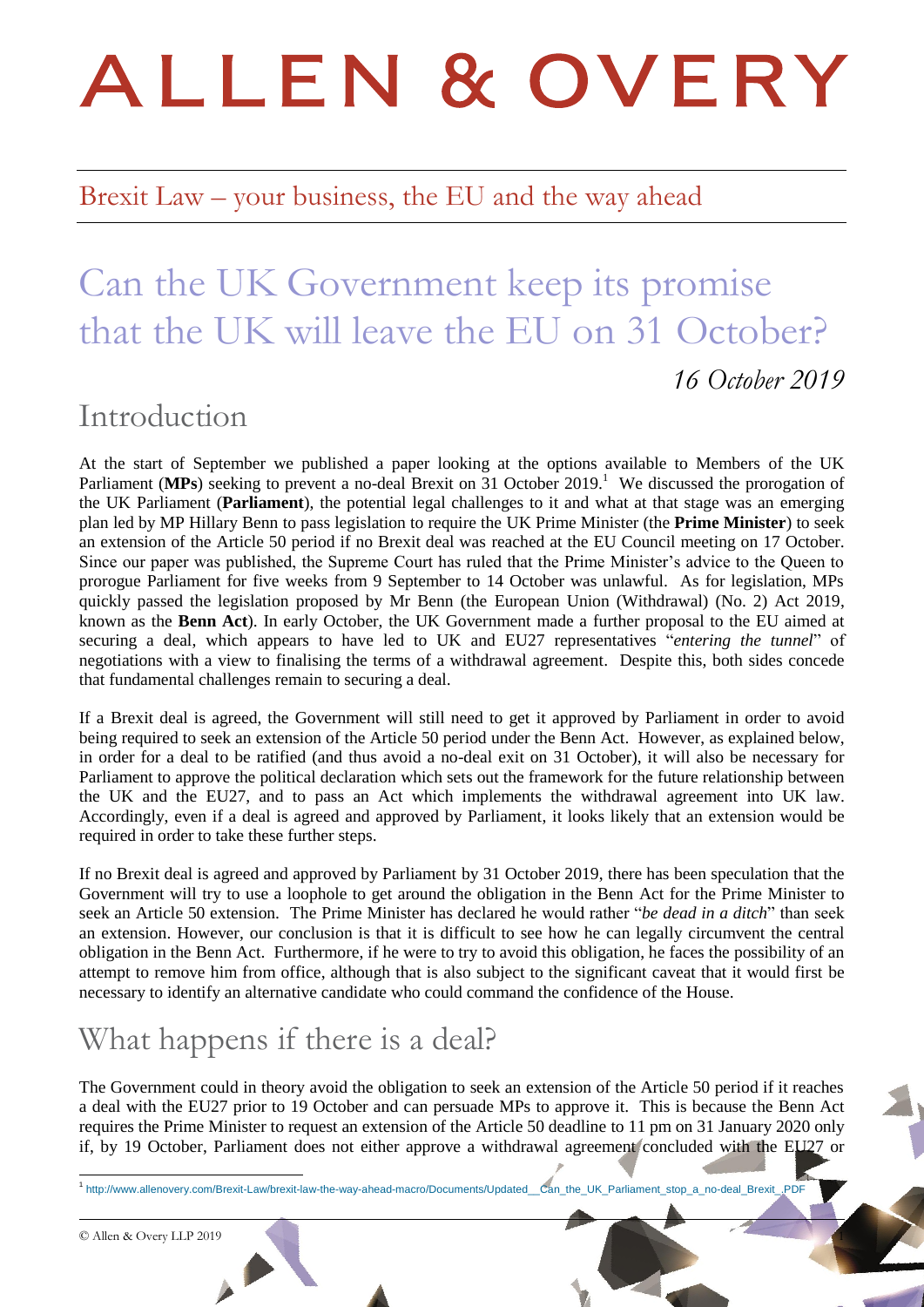# ALLEN & OVERY

Brexit Law – your business, the EU and the way ahead

# Can the UK Government keep its promise that the UK will leave the EU on 31 October?

*16 October 2019*

## Introduction

At the start of September we published a paper looking at the options available to Members of the UK Parliament (**MPs**) seeking to prevent a no-deal Brexit on 31 October 2019.[1] We discussed the prorogation of the UK Parliament (**Parliament**), the potential legal challenges to it and what at that stage was an emerging plan led by MP Hillary Benn to pass legislation to require the UK Prime Minister (the **Prime Minister**) to seek an extension of the Article 50 period if no Brexit deal was reached at the EU Council meeting on 17 October. Since our paper was published, the Supreme Court has ruled that the Prime Minister's advice to the Queen to prorogue Parliament for five weeks from 9 September to 14 October was unlawful. As for legislation, MPs quickly passed the legislation proposed by Mr Benn (the European Union (Withdrawal) (No. 2) Act 2019, known as the **Benn Act**). In early October, the UK Government made a further proposal to the EU aimed at securing a deal, which appears to have led to UK and EU27 representatives "*entering the tunnel*" of negotiations with a view to finalising the terms of a withdrawal agreement. Despite this, both sides concede that fundamental challenges remain to securing a deal.

If a Brexit deal is agreed, the Government will still need to get it approved by Parliament in order to avoid being required to seek an extension of the Article 50 period under the Benn Act. However, as explained below, in order for a deal to be ratified (and thus avoid a no-deal exit on 31 October), it will also be necessary for Parliament to approve the political declaration which sets out the framework for the future relationship between the UK and the EU27, and to pass an Act which implements the withdrawal agreement into UK law. Accordingly, even if a deal is agreed and approved by Parliament, it looks likely that an extension would be required in order to take these further steps.

If no Brexit deal is agreed and approved by Parliament by 31 October 2019, there has been speculation that the Government will try to use a loophole to get around the obligation in the Benn Act for the Prime Minister to seek an Article 50 extension. The Prime Minister has declared he would rather "*be dead in a ditch*" than seek an extension. However, our conclusion is that it is difficult to see how he can legally circumvent the central obligation in the Benn Act. Furthermore, if he were to try to avoid this obligation, he faces the possibility of an attempt to remove him from office, although that is also subject to the significant caveat that it would first be necessary to identify an alternative candidate who could command the confidence of the House.

## What happens if there is a deal?

The Government could in theory avoid the obligation to seek an extension of the Article 50 period if it reaches a deal with the EU27 prior to 19 October and can persuade MPs to approve it. This is because the Benn Act requires the Prime Minister to request an extension of the Article 50 deadline to 11 pm on 31 January 2020 only if, by 19 October, Parliament does not either approve a withdrawal agreement concluded with the EU27 or

---

[1] http://www.allenovery.com/Brexit-Law/brexit-law-the-way-ahead-macro/Documents/Updated__Can_the_UK_Parliament_stop_a_no-deal_Brexit_.PDF

© Allen & Overy LLP 2019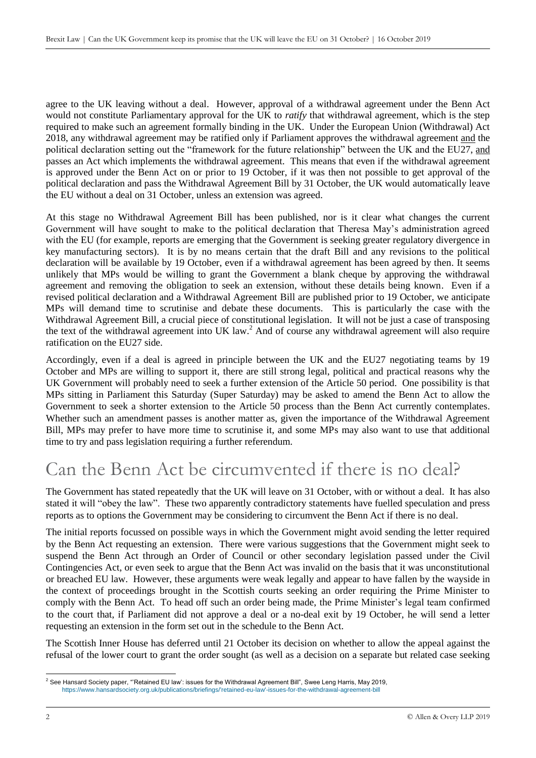agree to the UK leaving without a deal. However, approval of a withdrawal agreement under the Benn Act would not constitute Parliamentary approval for the UK to *ratify* that withdrawal agreement, which is the step required to make such an agreement formally binding in the UK. Under the European Union (Withdrawal) Act 2018, any withdrawal agreement may be ratified only if Parliament approves the withdrawal agreement and the political declaration setting out the "framework for the future relationship" between the UK and the EU27, and passes an Act which implements the withdrawal agreement. This means that even if the withdrawal agreement is approved under the Benn Act on or prior to 19 October, if it was then not possible to get approval of the political declaration and pass the Withdrawal Agreement Bill by 31 October, the UK would automatically leave the EU without a deal on 31 October, unless an extension was agreed.

At this stage no Withdrawal Agreement Bill has been published, nor is it clear what changes the current Government will have sought to make to the political declaration that Theresa May's administration agreed with the EU (for example, reports are emerging that the Government is seeking greater regulatory divergence in key manufacturing sectors). It is by no means certain that the draft Bill and any revisions to the political declaration will be available by 19 October, even if a withdrawal agreement has been agreed by then. It seems unlikely that MPs would be willing to grant the Government a blank cheque by approving the withdrawal agreement and removing the obligation to seek an extension, without these details being known. Even if a revised political declaration and a Withdrawal Agreement Bill are published prior to 19 October, we anticipate MPs will demand time to scrutinise and debate these documents. This is particularly the case with the Withdrawal Agreement Bill, a crucial piece of constitutional legislation. It will not be just a case of transposing the text of the withdrawal agreement into UK law.[2] And of course any withdrawal agreement will also require ratification on the EU27 side.

Accordingly, even if a deal is agreed in principle between the UK and the EU27 negotiating teams by 19 October and MPs are willing to support it, there are still strong legal, political and practical reasons why the UK Government will probably need to seek a further extension of the Article 50 period. One possibility is that MPs sitting in Parliament this Saturday (Super Saturday) may be asked to amend the Benn Act to allow the Government to seek a shorter extension to the Article 50 process than the Benn Act currently contemplates. Whether such an amendment passes is another matter as, given the importance of the Withdrawal Agreement Bill, MPs may prefer to have more time to scrutinise it, and some MPs may also want to use that additional time to try and pass legislation requiring a further referendum.

# Can the Benn Act be circumvented if there is no deal?

The Government has stated repeatedly that the UK will leave on 31 October, with or without a deal. It has also stated it will "obey the law". These two apparently contradictory statements have fuelled speculation and press reports as to options the Government may be considering to circumvent the Benn Act if there is no deal.

The initial reports focussed on possible ways in which the Government might avoid sending the letter required by the Benn Act requesting an extension. There were various suggestions that the Government might seek to suspend the Benn Act through an Order of Council or other secondary legislation passed under the Civil Contingencies Act, or even seek to argue that the Benn Act was invalid on the basis that it was unconstitutional or breached EU law. However, these arguments were weak legally and appear to have fallen by the wayside in the context of proceedings brought in the Scottish courts seeking an order requiring the Prime Minister to comply with the Benn Act. To head off such an order being made, the Prime Minister's legal team confirmed to the court that, if Parliament did not approve a deal or a no-deal exit by 19 October, he will send a letter requesting an extension in the form set out in the schedule to the Benn Act.

The Scottish Inner House has deferred until 21 October its decision on whether to allow the appeal against the refusal of the lower court to grant the order sought (as well as a decision on a separate but related case seeking

---

[2] See Hansard Society paper, "'Retained EU law': issues for the Withdrawal Agreement Bill", Swee Leng Harris, May 2019, https://www.hansardsociety.org.uk/publications/briefings/'retained-eu-law'-issues-for-the-withdrawal-agreement-bill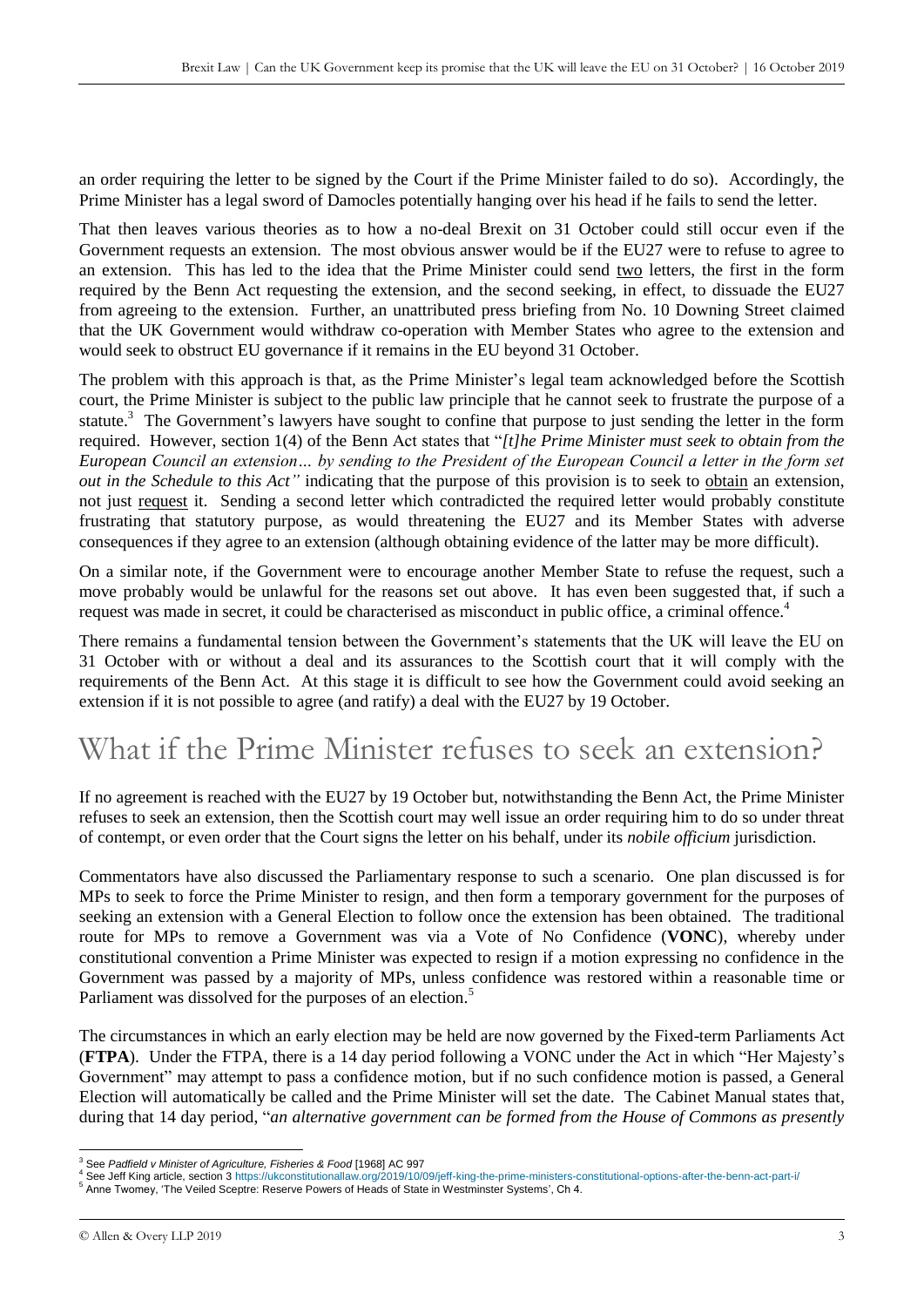an order requiring the letter to be signed by the Court if the Prime Minister failed to do so). Accordingly, the Prime Minister has a legal sword of Damocles potentially hanging over his head if he fails to send the letter.

That then leaves various theories as to how a no-deal Brexit on 31 October could still occur even if the Government requests an extension. The most obvious answer would be if the EU27 were to refuse to agree to an extension. This has led to the idea that the Prime Minister could send two letters, the first in the form required by the Benn Act requesting the extension, and the second seeking, in effect, to dissuade the EU27 from agreeing to the extension. Further, an unattributed press briefing from No. 10 Downing Street claimed that the UK Government would withdraw co-operation with Member States who agree to the extension and would seek to obstruct EU governance if it remains in the EU beyond 31 October.

The problem with this approach is that, as the Prime Minister's legal team acknowledged before the Scottish court, the Prime Minister is subject to the public law principle that he cannot seek to frustrate the purpose of a statute.[3] The Government's lawyers have sought to confine that purpose to just sending the letter in the form required. However, section 1(4) of the Benn Act states that "*[t]he Prime Minister must seek to obtain from the European Council an extension… by sending to the President of the European Council a letter in the form set out in the Schedule to this Act"* indicating that the purpose of this provision is to seek to obtain an extension, not just request it. Sending a second letter which contradicted the required letter would probably constitute frustrating that statutory purpose, as would threatening the EU27 and its Member States with adverse consequences if they agree to an extension (although obtaining evidence of the latter may be more difficult).

On a similar note, if the Government were to encourage another Member State to refuse the request, such a move probably would be unlawful for the reasons set out above. It has even been suggested that, if such a request was made in secret, it could be characterised as misconduct in public office, a criminal offence.[4]

There remains a fundamental tension between the Government's statements that the UK will leave the EU on 31 October with or without a deal and its assurances to the Scottish court that it will comply with the requirements of the Benn Act. At this stage it is difficult to see how the Government could avoid seeking an extension if it is not possible to agree (and ratify) a deal with the EU27 by 19 October.

# What if the Prime Minister refuses to seek an extension?

If no agreement is reached with the EU27 by 19 October but, notwithstanding the Benn Act, the Prime Minister refuses to seek an extension, then the Scottish court may well issue an order requiring him to do so under threat of contempt, or even order that the Court signs the letter on his behalf, under its *nobile officium* jurisdiction.

Commentators have also discussed the Parliamentary response to such a scenario. One plan discussed is for MPs to seek to force the Prime Minister to resign, and then form a temporary government for the purposes of seeking an extension with a General Election to follow once the extension has been obtained. The traditional route for MPs to remove a Government was via a Vote of No Confidence (**VONC**), whereby under constitutional convention a Prime Minister was expected to resign if a motion expressing no confidence in the Government was passed by a majority of MPs, unless confidence was restored within a reasonable time or Parliament was dissolved for the purposes of an election.[5]

The circumstances in which an early election may be held are now governed by the Fixed-term Parliaments Act (**FTPA**). Under the FTPA, there is a 14 day period following a VONC under the Act in which "Her Majesty's Government" may attempt to pass a confidence motion, but if no such confidence motion is passed, a General Election will automatically be called and the Prime Minister will set the date. The Cabinet Manual states that, during that 14 day period, "*an alternative government can be formed from the House of Commons as presently*

---

[3] See *Padfield v Minister of Agriculture, Fisheries & Food* [1968] AC 997

[4] See Jeff King article, section 3 https://ukconstitutionallaw.org/2019/10/09/jeff-king-the-prime-ministers-constitutional-options-after-the-benn-act-part-i/

[5] Anne Twomey, 'The Veiled Sceptre: Reserve Powers of Heads of State in Westminster Systems', Ch 4.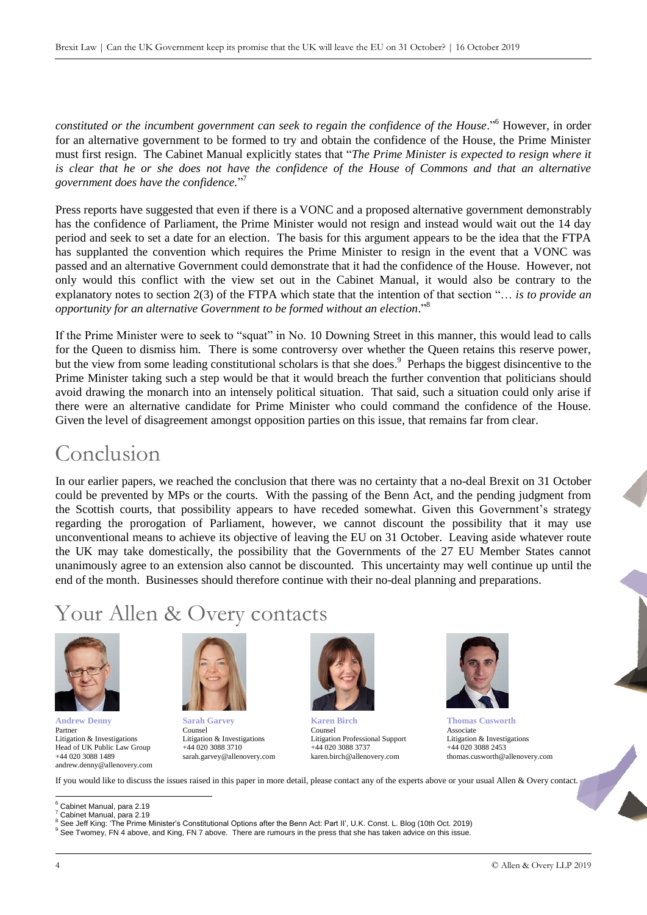*constituted or the incumbent government can seek to regain the confidence of the House*."[6] However, in order for an alternative government to be formed to try and obtain the confidence of the House, the Prime Minister must first resign. The Cabinet Manual explicitly states that "*The Prime Minister is expected to resign where it is clear that he or she does not have the confidence of the House of Commons and that an alternative government does have the confidence.*"[7]

Press reports have suggested that even if there is a VONC and a proposed alternative government demonstrably has the confidence of Parliament, the Prime Minister would not resign and instead would wait out the 14 day period and seek to set a date for an election. The basis for this argument appears to be the idea that the FTPA has supplanted the convention which requires the Prime Minister to resign in the event that a VONC was passed and an alternative Government could demonstrate that it had the confidence of the House. However, not only would this conflict with the view set out in the Cabinet Manual, it would also be contrary to the explanatory notes to section 2(3) of the FTPA which state that the intention of that section "*… is to provide an opportunity for an alternative Government to be formed without an election*."[8]

If the Prime Minister were to seek to "squat" in No. 10 Downing Street in this manner, this would lead to calls for the Queen to dismiss him. There is some controversy over whether the Queen retains this reserve power, but the view from some leading constitutional scholars is that she does.[9] Perhaps the biggest disincentive to the Prime Minister taking such a step would be that it would breach the further convention that politicians should avoid drawing the monarch into an intensely political situation. That said, such a situation could only arise if there were an alternative candidate for Prime Minister who could command the confidence of the House. Given the level of disagreement amongst opposition parties on this issue, that remains far from clear.

# Conclusion

In our earlier papers, we reached the conclusion that there was no certainty that a no-deal Brexit on 31 October could be prevented by MPs or the courts. With the passing of the Benn Act, and the pending judgment from the Scottish courts, that possibility appears to have receded somewhat. Given this Government's strategy regarding the prorogation of Parliament, however, we cannot discount the possibility that it may use unconventional means to achieve its objective of leaving the EU on 31 October. Leaving aside whatever route the UK may take domestically, the possibility that the Governments of the 27 EU Member States cannot unanimously agree to an extension also cannot be discounted. This uncertainty may well continue up until the end of the month. Businesses should therefore continue with their no-deal planning and preparations.

# Your Allen & Overy contacts

**Andrew Denny**
Partner
Litigation & Investigations
Head of UK Public Law Group
+44 020 3088 1489
andrew.denny@allenovery.com

**Sarah Garvey**
Counsel
Litigation & Investigations
+44 020 3088 3710
sarah.garvey@allenovery.com

**Karen Birch**
Counsel
Litigation Professional Support
+44 020 3088 3737
karen.birch@allenovery.com

**Thomas Cusworth**
Associate
Litigation & Investigations
+44 020 3088 2453
thomas.cusworth@allenovery.com

If you would like to discuss the issues raised in this paper in more detail, please contact any of the experts above or your usual Allen & Overy contact.

[6] Cabinet Manual, para 2.19
[7] Cabinet Manual, para 2.19
[8] See Jeff King: 'The Prime Minister's Constitutional Options after the Benn Act: Part II', U.K. Const. L. Blog (10th Oct. 2019)
[9] See Twomey, FN 4 above, and King, FN 7 above. There are rumours in the press that she has taken advice on this issue.

© Allen & Overy LLP 2019